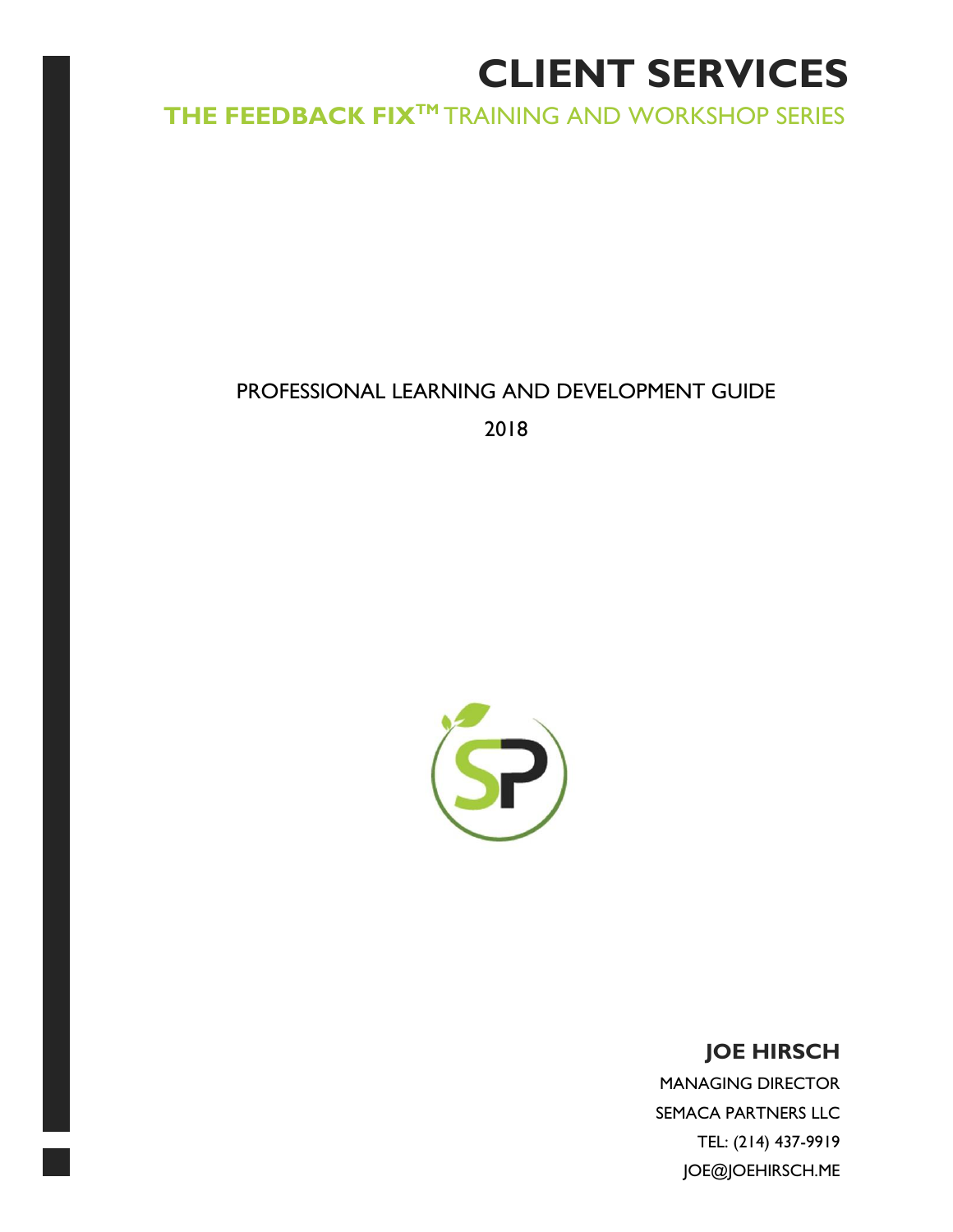# CLIENT SERVICES

## **THE FEEDBACK FIX™** TRAINING AND WORKSHOP SERIES

PROFESSIONAL LEARNING AND DEVELOPMENT GUIDE

2018

**JOE HIRSCH**

MANAGING DIRECTOR

SEMACA PARTNERS LLC

TEL: (214) 437-9919

JOE@JOEHIRSCH.ME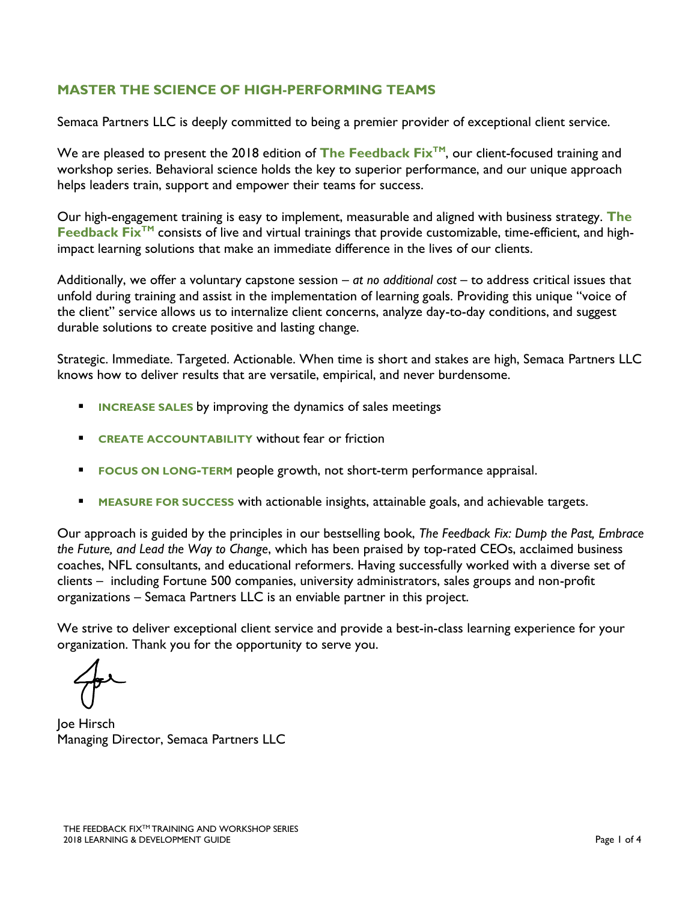## MASTER THE SCIENCE OF HIGH-PERFORMING TEAMS

Semaca Partners LLC is deeply committed to being a premier provider of exceptional client service.

We are pleased to present the 2018 edition of **The Feedback Fix™**, our client-focused training and workshop series. Behavioral science holds the key to superior performance, and our unique approach helps leaders train, support and empower their teams for success.

Our high-engagement training is easy to implement, measurable and aligned with business strategy. **The Feedback Fix™** consists of live and virtual trainings that provide customizable, time-efficient, and high-impact learning solutions that make an immediate difference in the lives of our clients.

Additionally, we offer a voluntary capstone session – *at no additional cost* – to address critical issues that unfold during training and assist in the implementation of learning goals. Providing this unique "voice of the client" service allows us to internalize client concerns, analyze day-to-day conditions, and suggest durable solutions to create positive and lasting change.

Strategic. Immediate. Targeted. Actionable. When time is short and stakes are high, Semaca Partners LLC knows how to deliver results that are versatile, empirical, and never burdensome.

- **INCREASE SALES** by improving the dynamics of sales meetings
- **CREATE ACCOUNTABILITY** without fear or friction
- **FOCUS ON LONG-TERM** people growth, not short-term performance appraisal.
- **MEASURE FOR SUCCESS** with actionable insights, attainable goals, and achievable targets.

Our approach is guided by the principles in our bestselling book, *The Feedback Fix: Dump the Past, Embrace the Future, and Lead the Way to Change*, which has been praised by top-rated CEOs, acclaimed business coaches, NFL consultants, and educational reformers. Having successfully worked with a diverse set of clients – including Fortune 500 companies, university administrators, sales groups and non-profit organizations – Semaca Partners LLC is an enviable partner in this project.

We strive to deliver exceptional client service and provide a best-in-class learning experience for your organization. Thank you for the opportunity to serve you.

Joe Hirsch
Managing Director, Semaca Partners LLC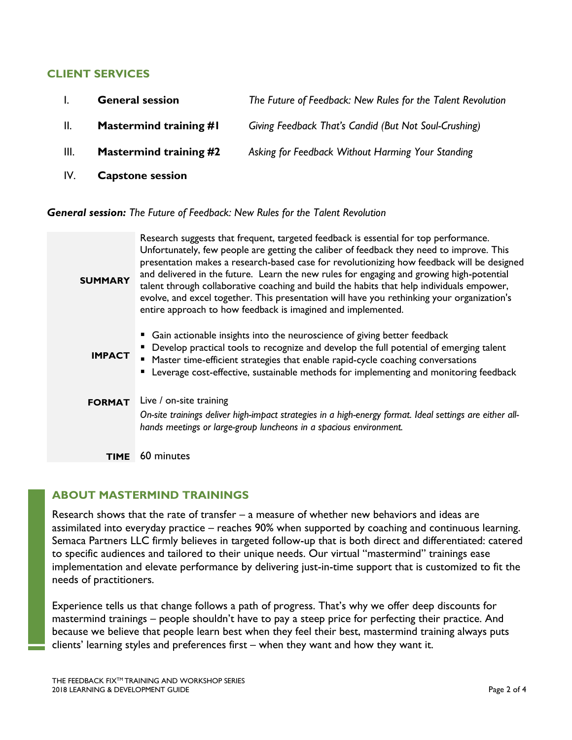## CLIENT SERVICES

| | | |
|---|---|---|
| I. | **General session** | *The Future of Feedback: New Rules for the Talent Revolution* |
| II. | **Mastermind training #1** | *Giving Feedback That's Candid (But Not Soul-Crushing)* |
| III. | **Mastermind training #2** | *Asking for Feedback Without Harming Your Standing* |
| IV. | **Capstone session** | |

***General session:*** *The Future of Feedback: New Rules for the Talent Revolution*

| | |
|---|---|
| **SUMMARY** | Research suggests that frequent, targeted feedback is essential for top performance. Unfortunately, few people are getting the caliber of feedback they need to improve. This presentation makes a research-based case for revolutionizing how feedback will be designed and delivered in the future. Learn the new rules for engaging and growing high-potential talent through collaborative coaching and build the habits that help individuals empower, evolve, and excel together. This presentation will have you rethinking your organization's entire approach to how feedback is imagined and implemented. |
| **IMPACT** | ▪ Gain actionable insights into the neuroscience of giving better feedback<br>▪ Develop practical tools to recognize and develop the full potential of emerging talent<br>▪ Master time-efficient strategies that enable rapid-cycle coaching conversations<br>▪ Leverage cost-effective, sustainable methods for implementing and monitoring feedback |
| **FORMAT** | Live / on-site training<br>*On-site trainings deliver high-impact strategies in a high-energy format. Ideal settings are either all-hands meetings or large-group luncheons in a spacious environment.* |
| **TIME** | 60 minutes |

## ABOUT MASTERMIND TRAININGS

Research shows that the rate of transfer – a measure of whether new behaviors and ideas are assimilated into everyday practice – reaches 90% when supported by coaching and continous learning. Semaca Partners LLC firmly believes in targeted follow-up that is both direct and differentiated: catered to specific audiences and tailored to their unique needs. Our virtual "mastermind" trainings ease implementation and elevate performance by delivering just-in-time support that is customized to fit the needs of practitioners.

Experience tells us that change follows a path of progress. That's why we offer deep discounts for mastermind trainings – people shouldn't have to pay a steep price for perfecting their practice. And because we believe that people learn best when they feel their best, mastermind training always puts clients' learning styles and preferences first – when they want and how they want it.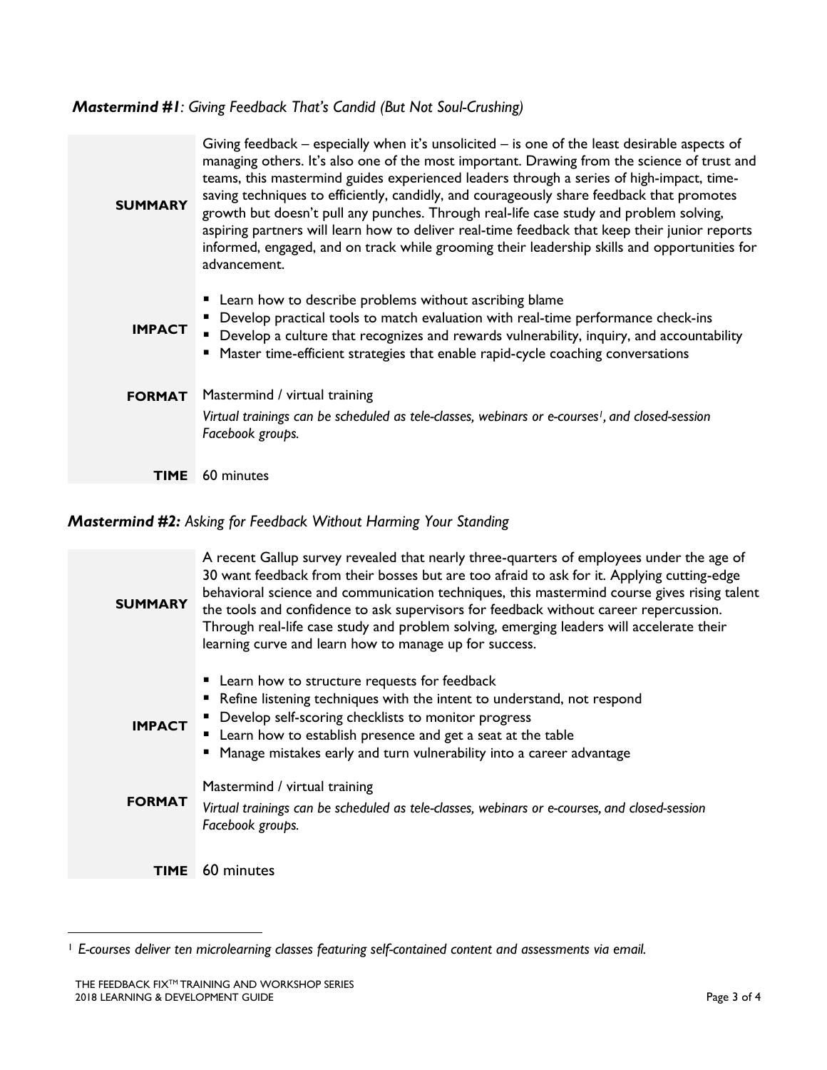***Mastermind #1**: Giving Feedback That's Candid (But Not Soul-Crushing)*

| | |
|---|---|
| **SUMMARY** | Giving feedback – especially when it's unsolicited – is one of the least desirable aspects of managing others. It's also one of the most important. Drawing from the science of trust and teams, this mastermind guides experienced leaders through a series of high-impact, time-saving techniques to efficiently, candidly, and courageously share feedback that promotes growth but doesn't pull any punches. Through real-life case study and problem solving, aspiring partners will learn how to deliver real-time feedback that keep their junior reports informed, engaged, and on track while grooming their leadership skills and opportunities for advancement. |
| **IMPACT** | ▪ Learn how to describe problems without ascribing blame<br>▪ Develop practical tools to match evaluation with real-time performance check-ins<br>▪ Develop a culture that recognizes and rewards vulnerability, inquiry, and accountability<br>▪ Master time-efficient strategies that enable rapid-cycle coaching conversations |
| **FORMAT** | Mastermind / virtual training<br>*Virtual trainings can be scheduled as tele-classes, webinars or e-courses[1], and closed-session Facebook groups.* |
| **TIME** | 60 minutes |

***Mastermind #2:** Asking for Feedback Without Harming Your Standing*

| | |
|---|---|
| **SUMMARY** | A recent Gallup survey revealed that nearly three-quarters of employees under the age of 30 want feedback from their bosses but are too afraid to ask for it. Applying cutting-edge behavioral science and communication techniques, this mastermind course gives rising talent the tools and confidence to ask supervisors for feedback without career repercussion. Through real-life case study and problem solving, emerging leaders will accelerate their learning curve and learn how to manage up for success. |
| **IMPACT** | ▪ Learn how to structure requests for feedback<br>▪ Refine listening techniques with the intent to understand, not respond<br>▪ Develop self-scoring checklists to monitor progress<br>▪ Learn how to establish presence and get a seat at the table<br>▪ Manage mistakes early and turn vulnerability into a career advantage |
| **FORMAT** | Mastermind / virtual training<br>*Virtual trainings can be scheduled as tele-classes, webinars or e-courses, and closed-session Facebook groups.* |
| **TIME** | 60 minutes |

[1] *E-courses deliver ten microlearning classes featuring self-contained content and assessments via email.*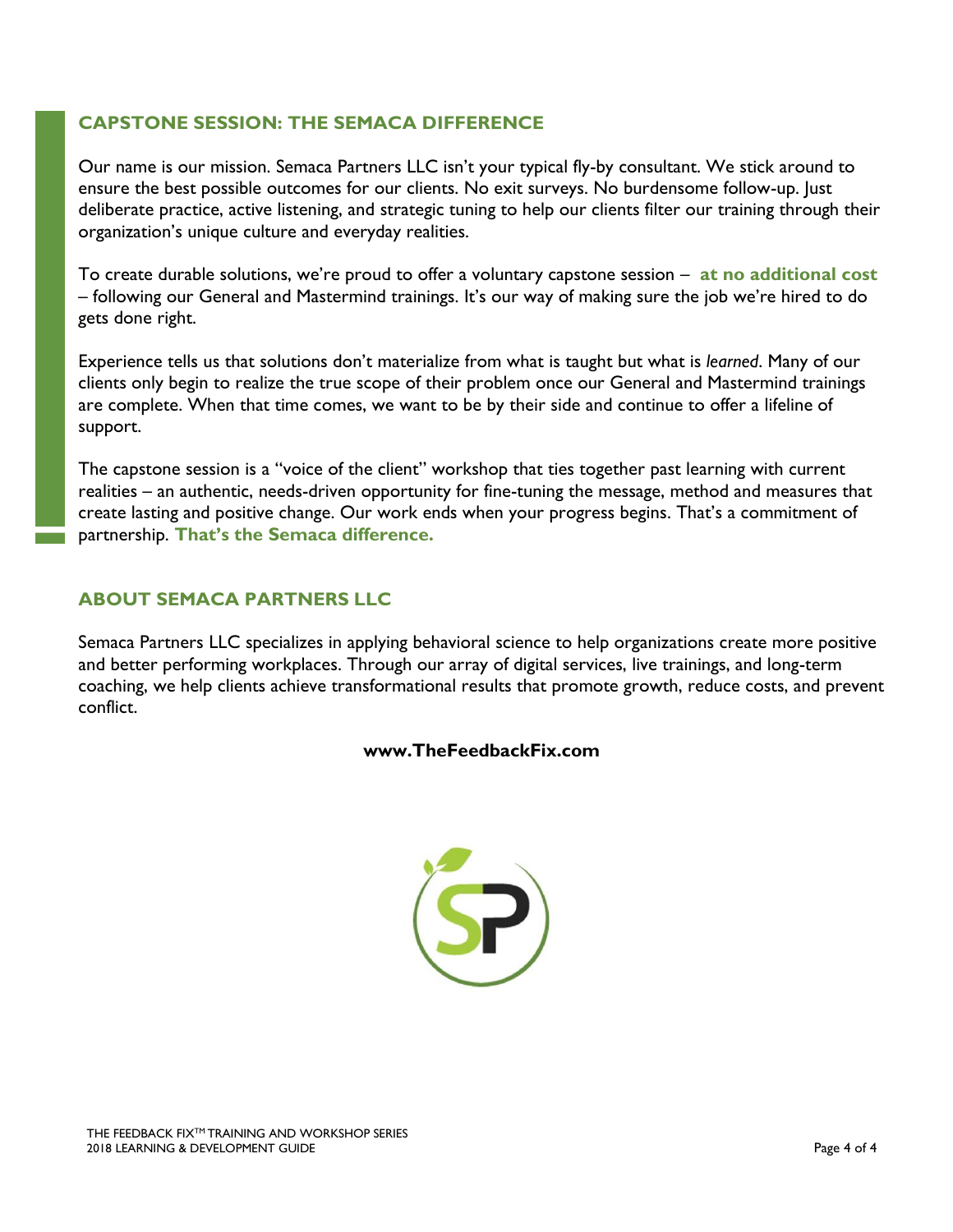## CAPSTONE SESSION: THE SEMACA DIFFERENCE

Our name is our mission. Semaca Partners LLC isn't your typical fly-by consultant. We stick around to ensure the best possible outcomes for our clients. No exit surveys. No burdensome follow-up. Just deliberate practice, active listening, and strategic tuning to help our clients filter our training through their organization's unique culture and everyday realities.

To create durable solutions, we're proud to offer a voluntary capstone session – **at no additional cost** – following our General and Mastermind trainings. It's our way of making sure the job we're hired to do gets done right.

Experience tells us that solutions don't materialize from what is taught but what is *learned*. Many of our clients only begin to realize the true scope of their problem once our General and Mastermind trainings are complete. When that time comes, we want to be by their side and continue to offer a lifeline of support.

The capstone session is a "voice of the client" workshop that ties together past learning with current realities – an authentic, needs-driven opportunity for fine-tuning the message, method and measures that create lasting and positive change. Our work ends when your progress begins. That's a commitment of partnership. **That's the Semaca difference.**

## ABOUT SEMACA PARTNERS LLC

Semaca Partners LLC specializes in applying behavioral science to help organizations create more positive and better performing workplaces. Through our array of digital services, live trainings, and long-term coaching, we help clients achieve transformational results that promote growth, reduce costs, and prevent conflict.

**www.TheFeedbackFix.com**